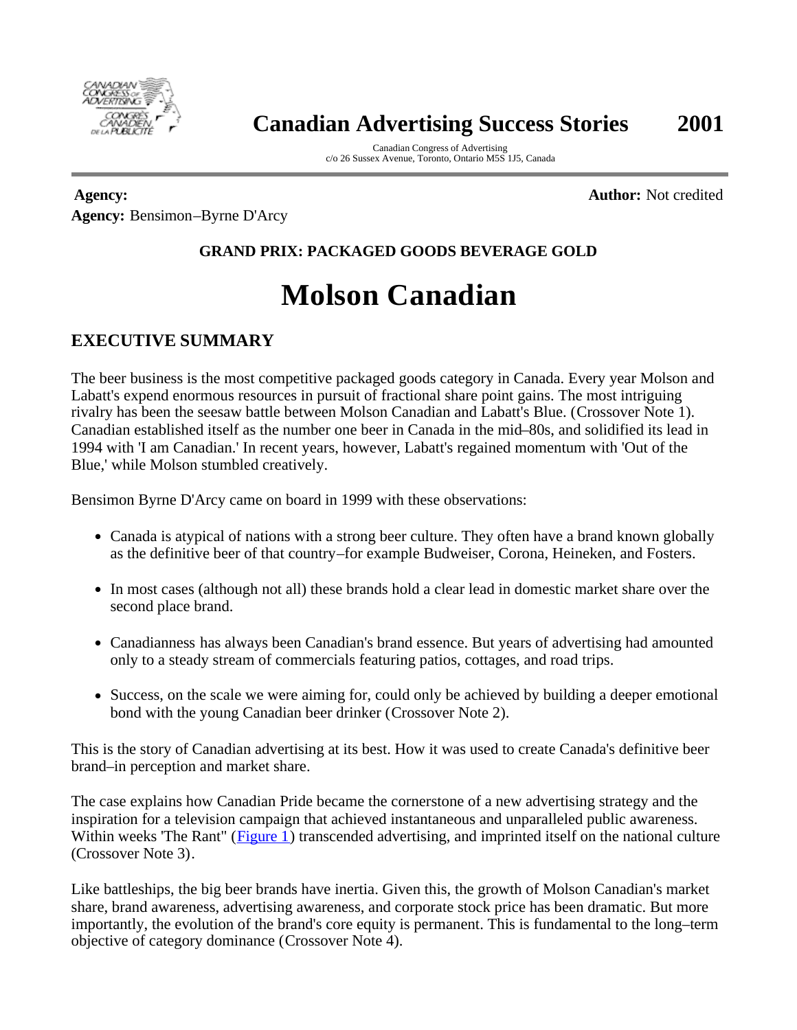# Canadian Advertising Success Stories 2001

Canadian Congress of Advertising
c/o 26 Sussex Avenue, Toronto, Ontario M5S 1J5, Canada

**Agency:** **Author:** Not credited
**Agency:** Bensimon–Byrne D'Arcy

**GRAND PRIX: PACKAGED GOODS BEVERAGE GOLD**

# Molson Canadian

## EXECUTIVE SUMMARY

The beer business is the most competitive packaged goods category in Canada. Every year Molson and Labatt's expend enormous resources in pursuit of fractional share point gains. The most intriguing rivalry has been the seesaw battle between Molson Canadian and Labatt's Blue. (Crossover Note 1). Canadian established itself as the number one beer in Canada in the mid–80s, and solidified its lead in 1994 with 'I am Canadian.' In recent years, however, Labatt's regained momentum with 'Out of the Blue,' while Molson stumbled creatively.

Bensimon Byrne D'Arcy came on board in 1999 with these observations:

- Canada is atypical of nations with a strong beer culture. They often have a brand known globally as the definitive beer of that country–for example Budweiser, Corona, Heineken, and Fosters.
- In most cases (although not all) these brands hold a clear lead in domestic market share over the second place brand.
- Canadianness has always been Canadian's brand essence. But years of advertising had amounted only to a steady stream of commercials featuring patios, cottages, and road trips.
- Success, on the scale we were aiming for, could only be achieved by building a deeper emotional bond with the young Canadian beer drinker (Crossover Note 2).

This is the story of Canadian advertising at its best. How it was used to create Canada's definitive beer brand–in perception and market share.

The case explains how Canadian Pride became the cornerstone of a new advertising strategy and the inspiration for a television campaign that achieved instantaneous and unparalleled public awareness. Within weeks 'The Rant" (Figure 1) transcended advertising, and imprinted itself on the national culture (Crossover Note 3).

Like battleships, the big beer brands have inertia. Given this, the growth of Molson Canadian's market share, brand awareness, advertising awareness, and corporate stock price has been dramatic. But more importantly, the evolution of the brand's core equity is permanent. This is fundamental to the long–term objective of category dominance (Crossover Note 4).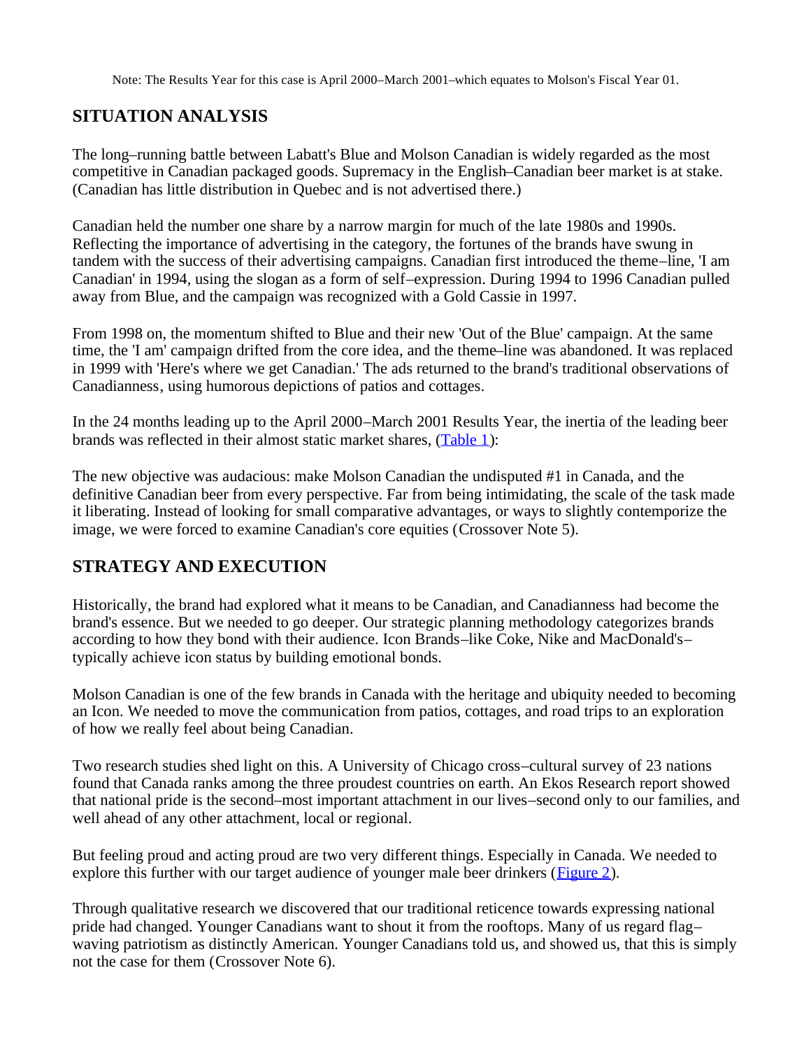Note: The Results Year for this case is April 2000–March 2001–which equates to Molson's Fiscal Year 01.

## SITUATION ANALYSIS

The long–running battle between Labatt's Blue and Molson Canadian is widely regarded as the most competitive in Canadian packaged goods. Supremacy in the English–Canadian beer market is at stake. (Canadian has little distribution in Quebec and is not advertised there.)

Canadian held the number one share by a narrow margin for much of the late 1980s and 1990s. Reflecting the importance of advertising in the category, the fortunes of the brands have swung in tandem with the success of their advertising campaigns. Canadian first introduced the theme–line, 'I am Canadian' in 1994, using the slogan as a form of self–expression. During 1994 to 1996 Canadian pulled away from Blue, and the campaign was recognized with a Gold Cassie in 1997.

From 1998 on, the momentum shifted to Blue and their new 'Out of the Blue' campaign. At the same time, the 'I am' campaign drifted from the core idea, and the theme–line was abandoned. It was replaced in 1999 with 'Here's where we get Canadian.' The ads returned to the brand's traditional observations of Canadianness, using humorous depictions of patios and cottages.

In the 24 months leading up to the April 2000–March 2001 Results Year, the inertia of the leading beer brands was reflected in their almost static market shares, (Table 1):

The new objective was audacious: make Molson Canadian the undisputed #1 in Canada, and the definitive Canadian beer from every perspective. Far from being intimidating, the scale of the task made it liberating. Instead of looking for small comparative advantages, or ways to slightly contemporize the image, we were forced to examine Canadian's core equities (Crossover Note 5).

## STRATEGY AND EXECUTION

Historically, the brand had explored what it means to be Canadian, and Canadianness had become the brand's essence. But we needed to go deeper. Our strategic planning methodology categorizes brands according to how they bond with their audience. Icon Brands–like Coke, Nike and MacDonald's–typically achieve icon status by building emotional bonds.

Molson Canadian is one of the few brands in Canada with the heritage and ubiquity needed to becoming an Icon. We needed to move the communication from patios, cottages, and road trips to an exploration of how we really feel about being Canadian.

Two research studies shed light on this. A University of Chicago cross–cultural survey of 23 nations found that Canada ranks among the three proudest countries on earth. An Ekos Research report showed that national pride is the second–most important attachment in our lives–second only to our families, and well ahead of any other attachment, local or regional.

But feeling proud and acting proud are two very different things. Especially in Canada. We needed to explore this further with our target audience of younger male beer drinkers (Figure 2).

Through qualitative research we discovered that our traditional reticence towards expressing national pride had changed. Younger Canadians want to shout it from the rooftops. Many of us regard flag–waving patriotism as distinctly American. Younger Canadians told us, and showed us, that this is simply not the case for them (Crossover Note 6).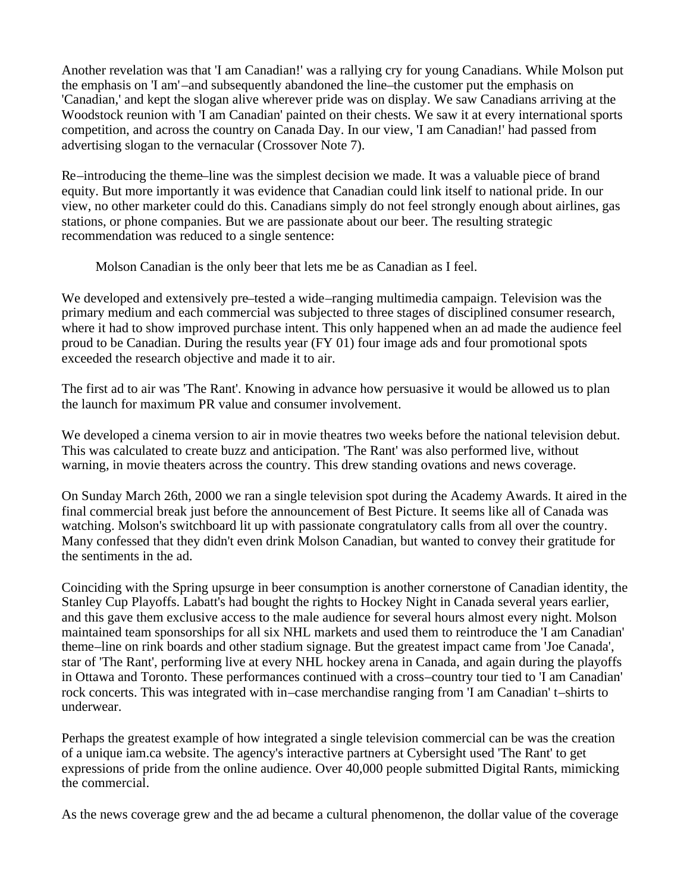Another revelation was that 'I am Canadian!' was a rallying cry for young Canadians. While Molson put the emphasis on 'I am'–and subsequently abandoned the line–the customer put the emphasis on 'Canadian,' and kept the slogan alive wherever pride was on display. We saw Canadians arriving at the Woodstock reunion with 'I am Canadian' painted on their chests. We saw it at every international sports competition, and across the country on Canada Day. In our view, 'I am Canadian!' had passed from advertising slogan to the vernacular (Crossover Note 7).

Re–introducing the theme–line was the simplest decision we made. It was a valuable piece of brand equity. But more importantly it was evidence that Canadian could link itself to national pride. In our view, no other marketer could do this. Canadians simply do not feel strongly enough about airlines, gas stations, or phone companies. But we are passionate about our beer. The resulting strategic recommendation was reduced to a single sentence:

> Molson Canadian is the only beer that lets me be as Canadian as I feel.

We developed and extensively pre–tested a wide–ranging multimedia campaign. Television was the primary medium and each commercial was subjected to three stages of disciplined consumer research, where it had to show improved purchase intent. This only happened when an ad made the audience feel proud to be Canadian. During the results year (FY 01) four image ads and four promotional spots exceeded the research objective and made it to air.

The first ad to air was 'The Rant'. Knowing in advance how persuasive it would be allowed us to plan the launch for maximum PR value and consumer involvement.

We developed a cinema version to air in movie theatres two weeks before the national television debut. This was calculated to create buzz and anticipation. 'The Rant' was also performed live, without warning, in movie theaters across the country. This drew standing ovations and news coverage.

On Sunday March 26th, 2000 we ran a single television spot during the Academy Awards. It aired in the final commercial break just before the announcement of Best Picture. It seems like all of Canada was watching. Molson's switchboard lit up with passionate congratulatory calls from all over the country. Many confessed that they didn't even drink Molson Canadian, but wanted to convey their gratitude for the sentiments in the ad.

Coinciding with the Spring upsurge in beer consumption is another cornerstone of Canadian identity, the Stanley Cup Playoffs. Labatt's had bought the rights to Hockey Night in Canada several years earlier, and this gave them exclusive access to the male audience for several hours almost every night. Molson maintained team sponsorships for all six NHL markets and used them to reintroduce the 'I am Canadian' theme–line on rink boards and other stadium signage. But the greatest impact came from 'Joe Canada', star of 'The Rant', performing live at every NHL hockey arena in Canada, and again during the playoffs in Ottawa and Toronto. These performances continued with a cross–country tour tied to 'I am Canadian' rock concerts. This was integrated with in–case merchandise ranging from 'I am Canadian' t–shirts to underwear.

Perhaps the greatest example of how integrated a single television commercial can be was the creation of a unique iam.ca website. The agency's interactive partners at Cybersight used 'The Rant' to get expressions of pride from the online audience. Over 40,000 people submitted Digital Rants, mimicking the commercial.

As the news coverage grew and the ad became a cultural phenomenon, the dollar value of the coverage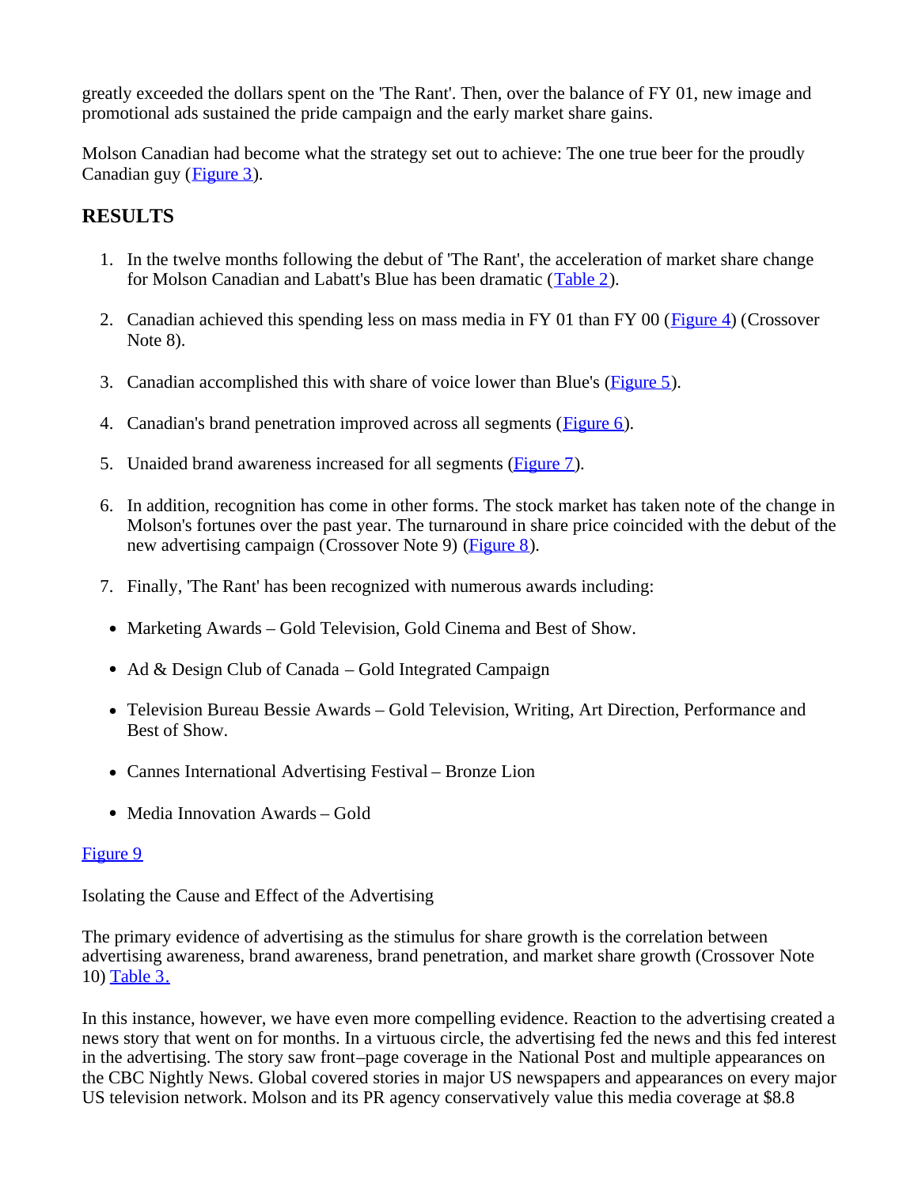greatly exceeded the dollars spent on the 'The Rant'. Then, over the balance of FY 01, new image and promotional ads sustained the pride campaign and the early market share gains.

Molson Canadian had become what the strategy set out to achieve: The one true beer for the proudly Canadian guy (Figure 3).

## RESULTS

1. In the twelve months following the debut of 'The Rant', the acceleration of market share change for Molson Canadian and Labatt's Blue has been dramatic (Table 2).

2. Canadian achieved this spending less on mass media in FY 01 than FY 00 (Figure 4) (Crossover Note 8).

3. Canadian accomplished this with share of voice lower than Blue's (Figure 5).

4. Canadian's brand penetration improved across all segments (Figure 6).

5. Unaided brand awareness increased for all segments (Figure 7).

6. In addition, recognition has come in other forms. The stock market has taken note of the change in Molson's fortunes over the past year. The turnaround in share price coincided with the debut of the new advertising campaign (Crossover Note 9) (Figure 8).

7. Finally, 'The Rant' has been recognized with numerous awards including:

- Marketing Awards – Gold Television, Gold Cinema and Best of Show.
- Ad & Design Club of Canada – Gold Integrated Campaign
- Television Bureau Bessie Awards – Gold Television, Writing, Art Direction, Performance and Best of Show.
- Cannes International Advertising Festival – Bronze Lion
- Media Innovation Awards – Gold

Figure 9

Isolating the Cause and Effect of the Advertising

The primary evidence of advertising as the stimulus for share growth is the correlation between advertising awareness, brand awareness, brand penetration, and market share growth (Crossover Note 10) Table 3.

In this instance, however, we have even more compelling evidence. Reaction to the advertising created a news story that went on for months. In a virtuous circle, the advertising fed the news and this fed interest in the advertising. The story saw front–page coverage in the National Post and multiple appearances on the CBC Nightly News. Global covered stories in major US newspapers and appearances on every major US television network. Molson and its PR agency conservatively value this media coverage at $8.8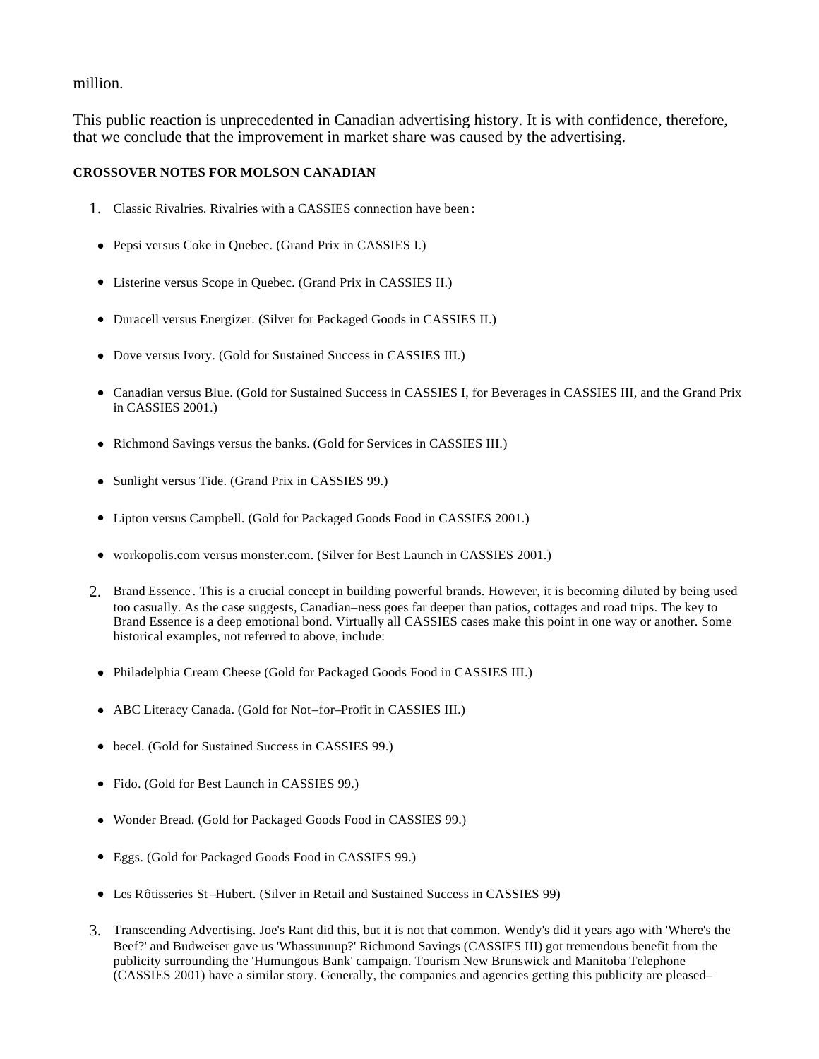million.

This public reaction is unprecedented in Canadian advertising history. It is with confidence, therefore, that we conclude that the improvement in market share was caused by the advertising.

**CROSSOVER NOTES FOR MOLSON CANADIAN**

1. Classic Rivalries. Rivalries with a CASSIES connection have been :

- Pepsi versus Coke in Quebec. (Grand Prix in CASSIES I.)
- Listerine versus Scope in Quebec. (Grand Prix in CASSIES II.)
- Duracell versus Energizer. (Silver for Packaged Goods in CASSIES II.)
- Dove versus Ivory. (Gold for Sustained Success in CASSIES III.)
- Canadian versus Blue. (Gold for Sustained Success in CASSIES I, for Beverages in CASSIES III, and the Grand Prix in CASSIES 2001.)
- Richmond Savings versus the banks. (Gold for Services in CASSIES III.)
- Sunlight versus Tide. (Grand Prix in CASSIES 99.)
- Lipton versus Campbell. (Gold for Packaged Goods Food in CASSIES 2001.)
- workopolis.com versus monster.com. (Silver for Best Launch in CASSIES 2001.)

2. Brand Essence . This is a crucial concept in building powerful brands. However, it is becoming diluted by being used too casually. As the case suggests, Canadian–ness goes far deeper than patios, cottages and road trips. The key to Brand Essence is a deep emotional bond. Virtually all CASSIES cases make this point in one way or another. Some historical examples, not referred to above, include:

- Philadelphia Cream Cheese (Gold for Packaged Goods Food in CASSIES III.)
- ABC Literacy Canada. (Gold for Not–for–Profit in CASSIES III.)
- becel. (Gold for Sustained Success in CASSIES 99.)
- Fido. (Gold for Best Launch in CASSIES 99.)
- Wonder Bread. (Gold for Packaged Goods Food in CASSIES 99.)
- Eggs. (Gold for Packaged Goods Food in CASSIES 99.)
- Les Rôtisseries St–Hubert. (Silver in Retail and Sustained Success in CASSIES 99)

3. Transcending Advertising. Joe's Rant did this, but it is not that common. Wendy's did it years ago with 'Where's the Beef?' and Budweiser gave us 'Whassuuuup?' Richmond Savings (CASSIES III) got tremendous benefit from the publicity surrounding the 'Humungous Bank' campaign. Tourism New Brunswick and Manitoba Telephone (CASSIES 2001) have a similar story. Generally, the companies and agencies getting this publicity are pleased–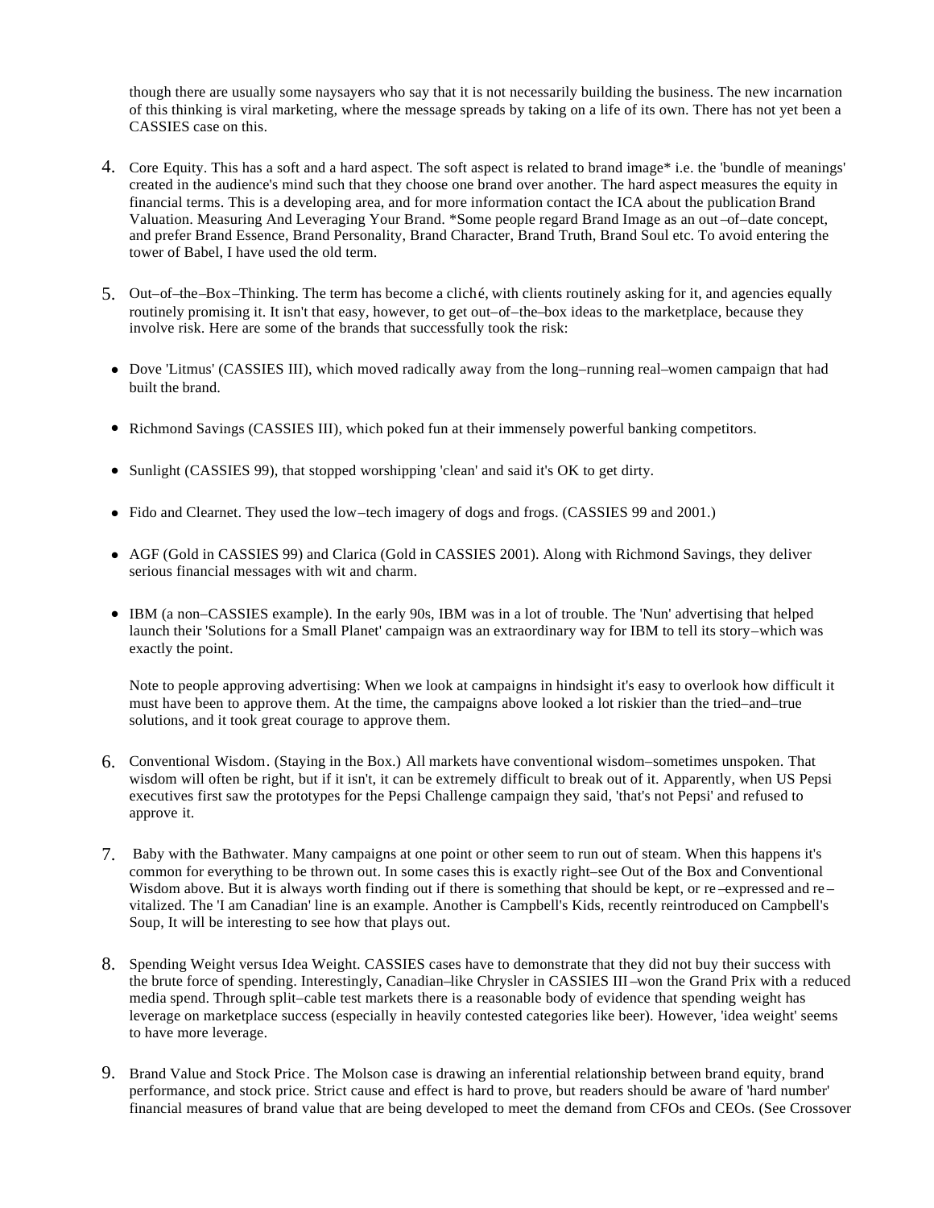though there are usually some naysayers who say that it is not necessarily building the business. The new incarnation of this thinking is viral marketing, where the message spreads by taking on a life of its own. There has not yet been a CASSIES case on this.

4. Core Equity. This has a soft and a hard aspect. The soft aspect is related to brand image* i.e. the 'bundle of meanings' created in the audience's mind such that they choose one brand over another. The hard aspect measures the equity in financial terms. This is a developing area, and for more information contact the ICA about the publication Brand Valuation. Measuring And Leveraging Your Brand. *Some people regard Brand Image as an out–of–date concept, and prefer Brand Essence, Brand Personality, Brand Character, Brand Truth, Brand Soul etc. To avoid entering the tower of Babel, I have used the old term.

5. Out–of–the–Box–Thinking. The term has become a cliché, with clients routinely asking for it, and agencies equally routinely promising it. It isn't that easy, however, to get out–of–the–box ideas to the marketplace, because they involve risk. Here are some of the brands that successfully took the risk:

   - Dove 'Litmus' (CASSIES III), which moved radically away from the long–running real–women campaign that had built the brand.
   - Richmond Savings (CASSIES III), which poked fun at their immensely powerful banking competitors.
   - Sunlight (CASSIES 99), that stopped worshipping 'clean' and said it's OK to get dirty.
   - Fido and Clearnet. They used the low–tech imagery of dogs and frogs. (CASSIES 99 and 2001.)
   - AGF (Gold in CASSIES 99) and Clarica (Gold in CASSIES 2001). Along with Richmond Savings, they deliver serious financial messages with wit and charm.
   - IBM (a non–CASSIES example). In the early 90s, IBM was in a lot of trouble. The 'Nun' advertising that helped launch their 'Solutions for a Small Planet' campaign was an extraordinary way for IBM to tell its story–which was exactly the point.

   Note to people approving advertising: When we look at campaigns in hindsight it's easy to overlook how difficult it must have been to approve them. At the time, the campaigns above looked a lot riskier than the tried–and–true solutions, and it took great courage to approve them.

6. Conventional Wisdom. (Staying in the Box.) All markets have conventional wisdom–sometimes unspoken. That wisdom will often be right, but if it isn't, it can be extremely difficult to break out of it. Apparently, when US Pepsi executives first saw the prototypes for the Pepsi Challenge campaign they said, 'that's not Pepsi' and refused to approve it.

7. Baby with the Bathwater. Many campaigns at one point or other seem to run out of steam. When this happens it's common for everything to be thrown out. In some cases this is exactly right–see Out of the Box and Conventional Wisdom above. But it is always worth finding out if there is something that should be kept, or re–expressed and re–vitalized. The 'I am Canadian' line is an example. Another is Campbell's Kids, recently reintroduced on Campbell's Soup, It will be interesting to see how that plays out.

8. Spending Weight versus Idea Weight. CASSIES cases have to demonstrate that they did not buy their success with the brute force of spending. Interestingly, Canadian–like Chrysler in CASSIES III–won the Grand Prix with a reduced media spend. Through split–cable test markets there is a reasonable body of evidence that spending weight has leverage on marketplace success (especially in heavily contested categories like beer). However, 'idea weight' seems to have more leverage.

9. Brand Value and Stock Price. The Molson case is drawing an inferential relationship between brand equity, brand performance, and stock price. Strict cause and effect is hard to prove, but readers should be aware of 'hard number' financial measures of brand value that are being developed to meet the demand from CFOs and CEOs. (See Crossover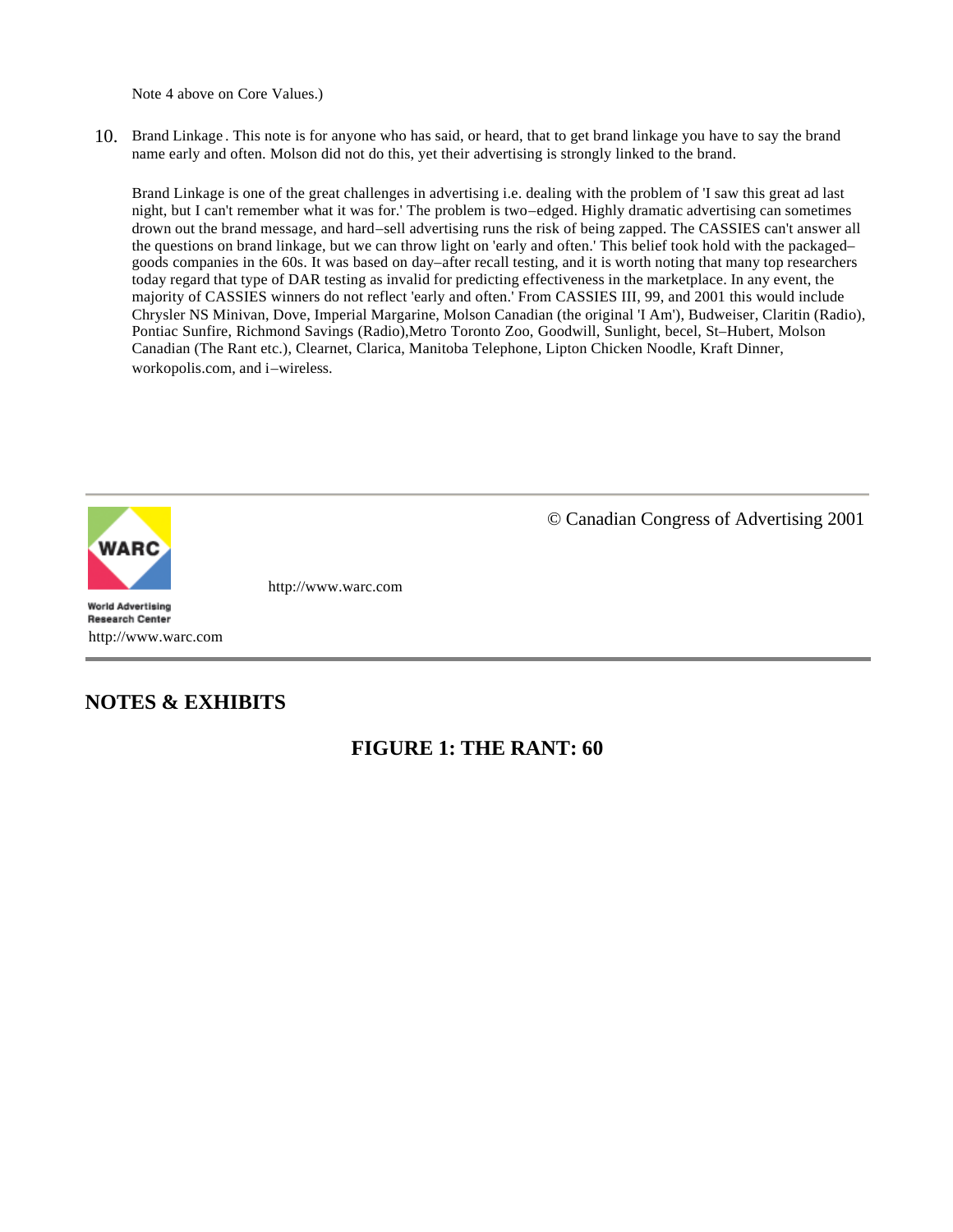Note 4 above on Core Values.)

10. Brand Linkage. This note is for anyone who has said, or heard, that to get brand linkage you have to say the brand name early and often. Molson did not do this, yet their advertising is strongly linked to the brand.

    Brand Linkage is one of the great challenges in advertising i.e. dealing with the problem of 'I saw this great ad last night, but I can't remember what it was for.' The problem is two–edged. Highly dramatic advertising can sometimes drown out the brand message, and hard–sell advertising runs the risk of being zapped. The CASSIES can't answer all the questions on brand linkage, but we can throw light on 'early and often.' This belief took hold with the packaged–goods companies in the 60s. It was based on day–after recall testing, and it is worth noting that many top researchers today regard that type of DAR testing as invalid for predicting effectiveness in the marketplace. In any event, the majority of CASSIES winners do not reflect 'early and often.' From CASSIES III, 99, and 2001 this would include Chrysler NS Minivan, Dove, Imperial Margarine, Molson Canadian (the original 'I Am'), Budweiser, Claritin (Radio), Pontiac Sunfire, Richmond Savings (Radio),Metro Toronto Zoo, Goodwill, Sunlight, becel, St–Hubert, Molson Canadian (The Rant etc.), Clearnet, Clarica, Manitoba Telephone, Lipton Chicken Noodle, Kraft Dinner, workopolis.com, and i–wireless.

© Canadian Congress of Advertising 2001

## NOTES & EXHIBITS

### FIGURE 1: THE RANT: 60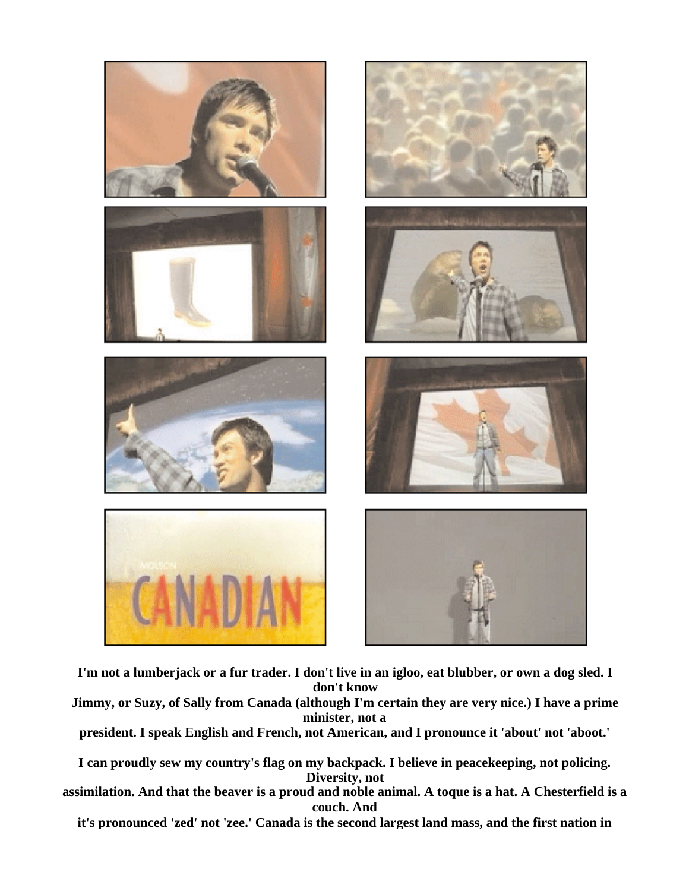**I'm not a lumberjack or a fur trader. I don't live in an igloo, eat blubber, or own a dog sled. I don't know Jimmy, or Suzy, of Sally from Canada (although I'm certain they are very nice.) I have a prime minister, not a president. I speak English and French, not American, and I pronounce it 'about' not 'aboot.'**

**I can proudly sew my country's flag on my backpack. I believe in peacekeeping, not policing. Diversity, not assimilation. And that the beaver is a proud and noble animal. A toque is a hat. A Chesterfield is a couch. And it's pronounced 'zed' not 'zee.' Canada is the second largest land mass, and the first nation in**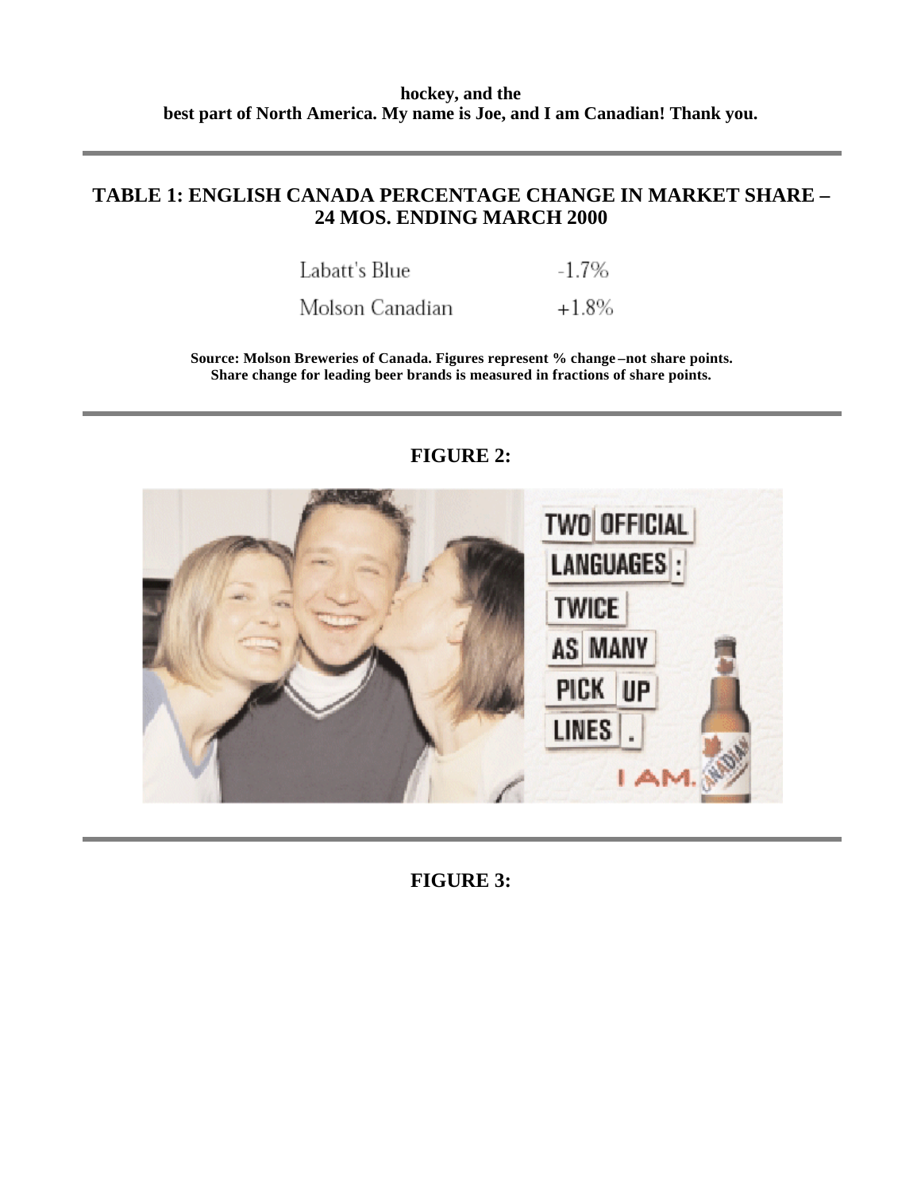**hockey, and the best part of North America. My name is Joe, and I am Canadian! Thank you.**

---

## TABLE 1: ENGLISH CANADA PERCENTAGE CHANGE IN MARKET SHARE – 24 MOS. ENDING MARCH 2000

| Brand | % Change |
|---|---|
| Labatt's Blue | -1.7% |
| Molson Canadian | +1.8% |

**Source: Molson Breweries of Canada. Figures represent % change – not share points. Share change for leading beer brands is measured in fractions of share points.**

---

## FIGURE 2:

---

## FIGURE 3: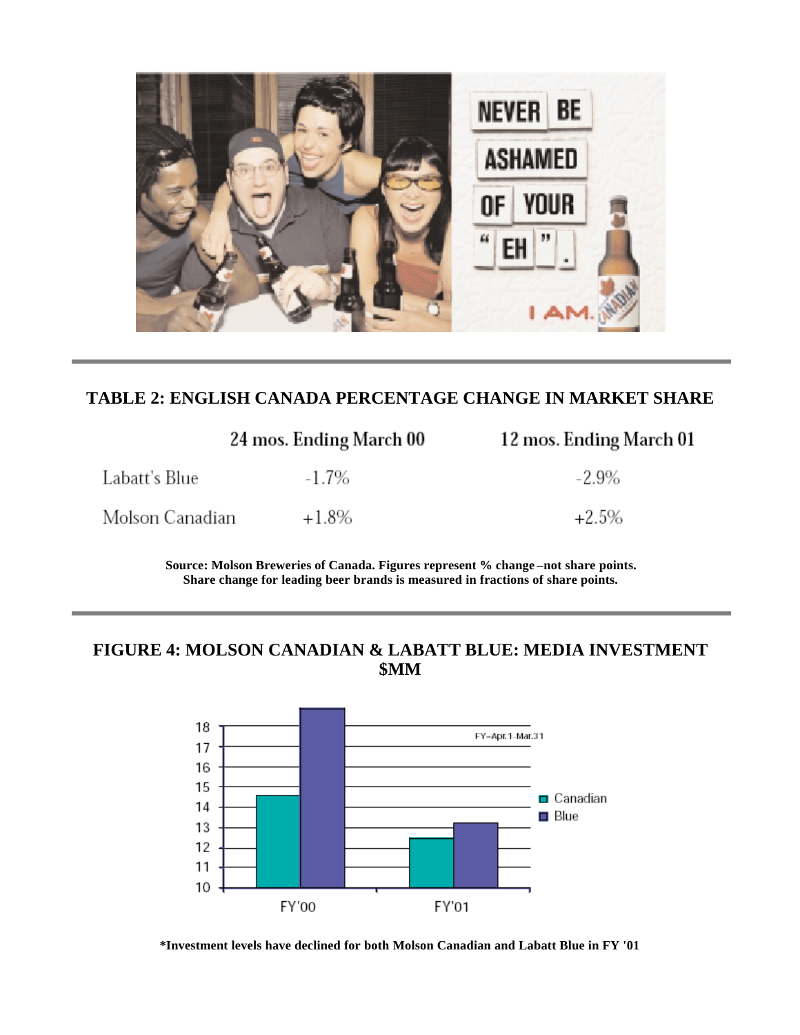## TABLE 2: ENGLISH CANADA PERCENTAGE CHANGE IN MARKET SHARE

| | 24 mos. Ending March 00 | 12 mos. Ending March 01 |
|---|---|---|
| Labatt's Blue | -1.7% | -2.9% |
| Molson Canadian | +1.8% | +2.5% |

**Source: Molson Breweries of Canada. Figures represent % change – not share points. Share change for leading beer brands is measured in fractions of share points.**

## FIGURE 4: MOLSON CANADIAN & LABATT BLUE: MEDIA INVESTMENT $MM

**\*Investment levels have declined for both Molson Canadian and Labatt Blue in FY '01**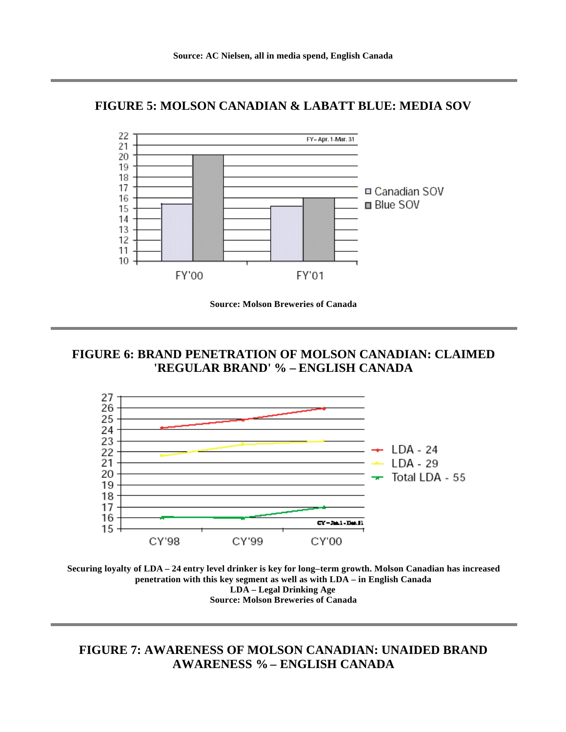**Source: AC Nielsen, all in media spend, English Canada**

---

## FIGURE 5: MOLSON CANADIAN & LABATT BLUE: MEDIA SOV

**Source: Molson Breweries of Canada**

---

## FIGURE 6: BRAND PENETRATION OF MOLSON CANADIAN: CLAIMED 'REGULAR BRAND' % – ENGLISH CANADA

**Securing loyalty of LDA – 24 entry level drinker is key for long–term growth. Molson Canadian has increased penetration with this key segment as well as with LDA – in English Canada**
**LDA – Legal Drinking Age**
**Source: Molson Breweries of Canada**

---

## FIGURE 7: AWARENESS OF MOLSON CANADIAN: UNAIDED BRAND AWARENESS % – ENGLISH CANADA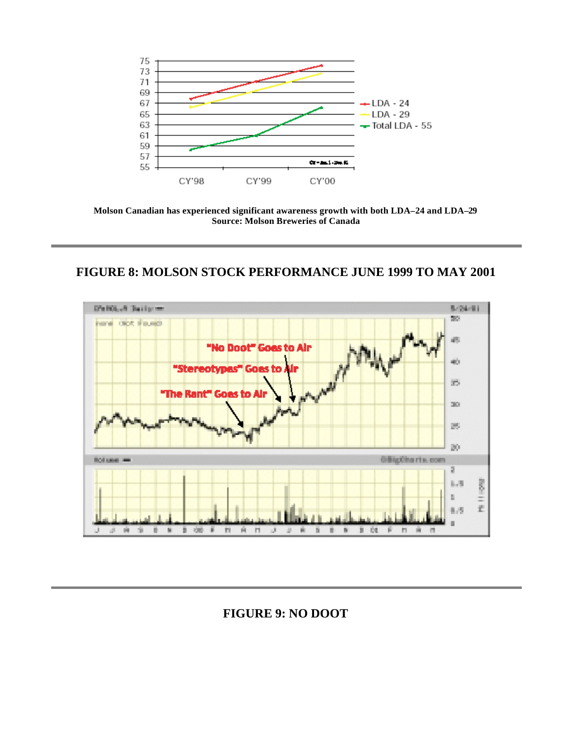Molson Canadian has experienced significant awareness growth with both LDA–24 and LDA–29
Source: Molson Breweries of Canada

---

## FIGURE 8: MOLSON STOCK PERFORMANCE JUNE 1999 TO MAY 2001

---

## FIGURE 9: NO DOOT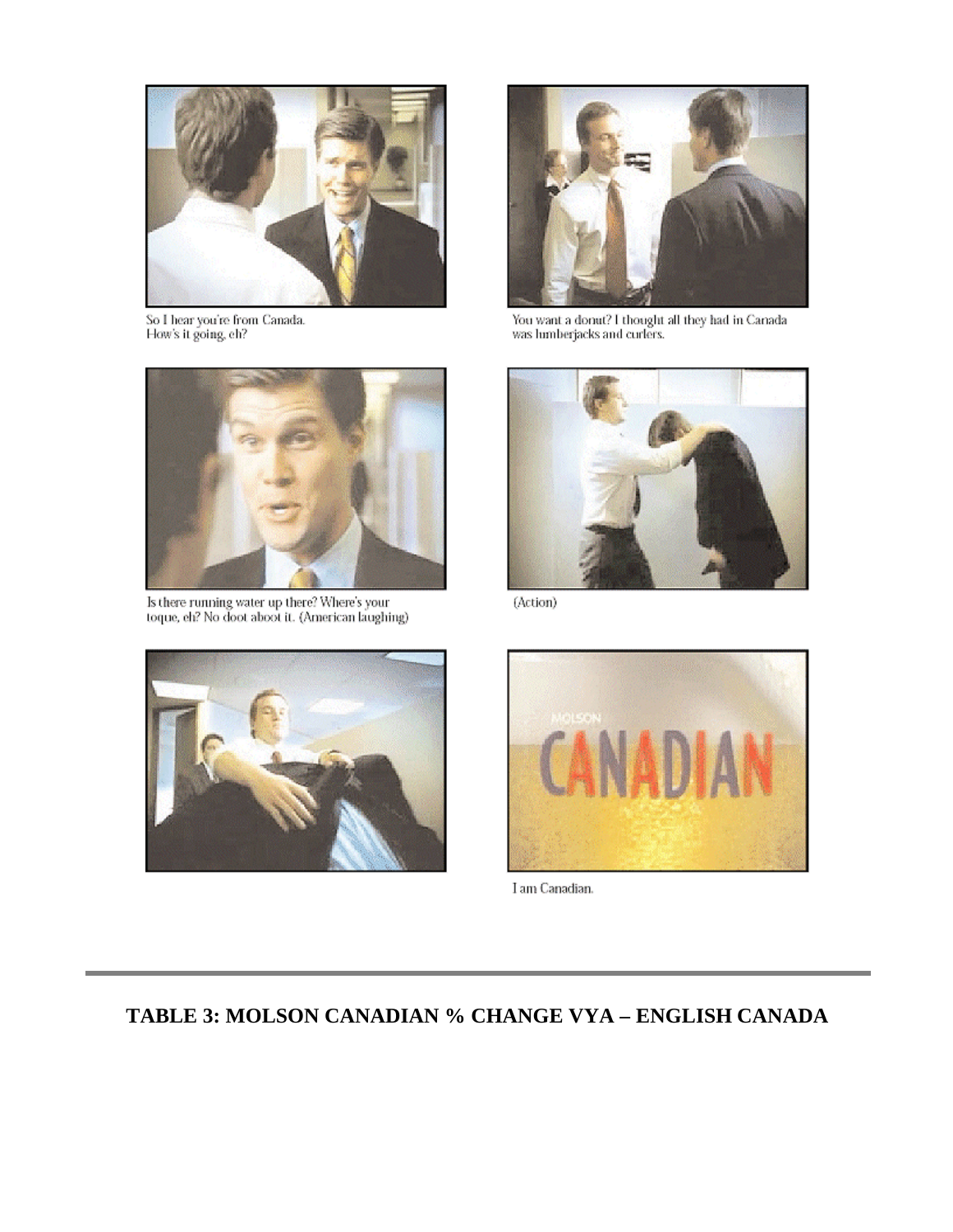So I hear you're from Canada.
How's it going, eh?

You want a donut? I thought all they had in Canada was lumberjacks and curlers.

Is there running water up there? Where's your toque, eh? No doot aboot it. (American laughing)

(Action)

I am Canadian.

**TABLE 3: MOLSON CANADIAN % CHANGE VYA – ENGLISH CANADA**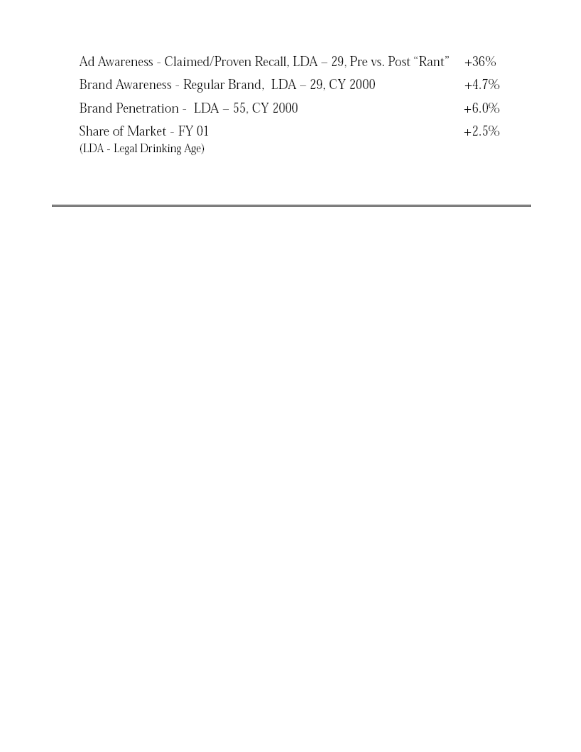| | |
|---|---|
| Ad Awareness - Claimed/Proven Recall, LDA – 29, Pre vs. Post "Rant" | +36% |
| Brand Awareness - Regular Brand, LDA – 29, CY 2000 | +4.7% |
| Brand Penetration - LDA – 55, CY 2000 | +6.0% |
| Share of Market - FY 01 | +2.5% |

(LDA - Legal Drinking Age)

---